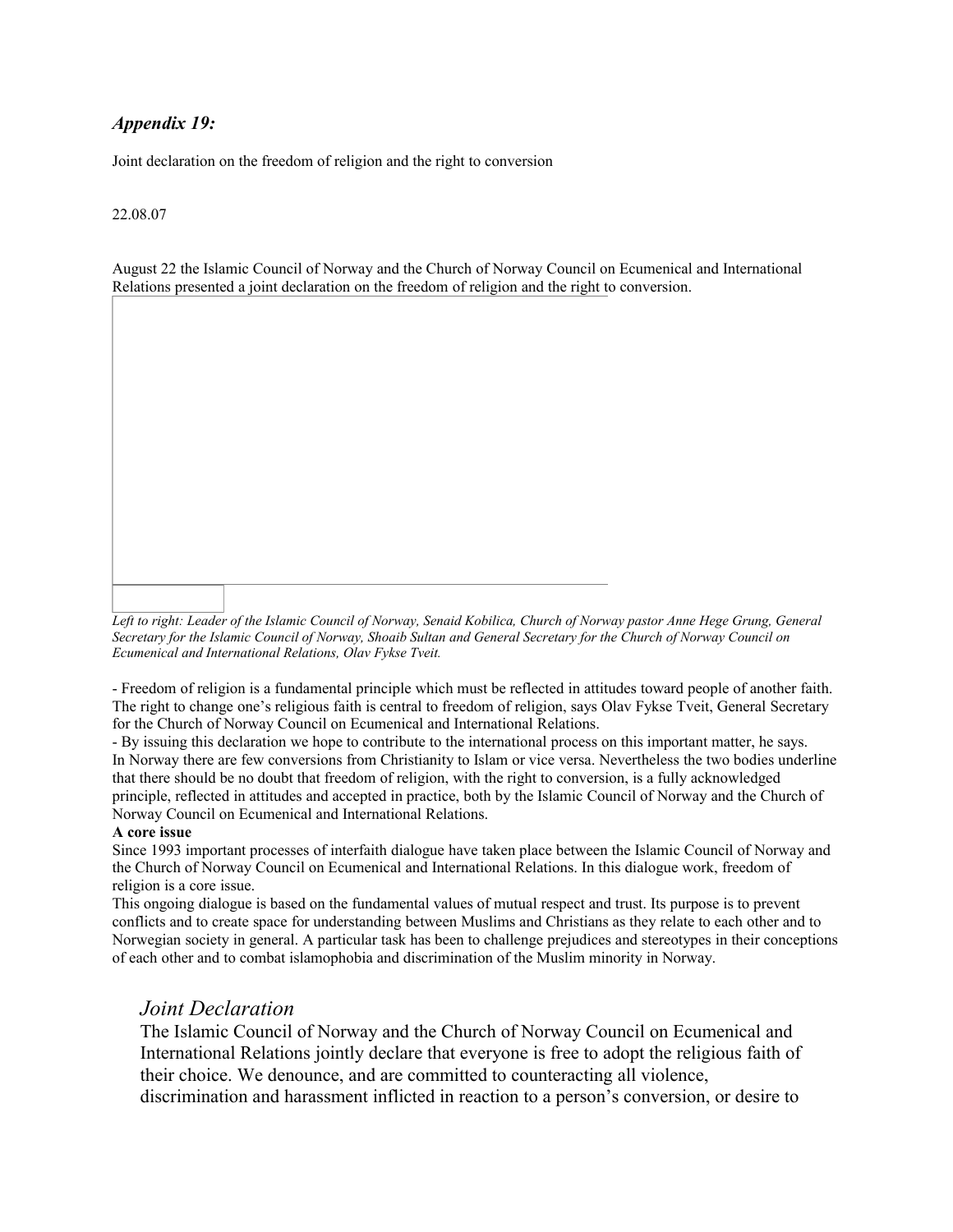### *Appendix 19:*

Joint declaration on the freedom of religion and the right to conversion

22.08.07

August 22 the Islamic Council of Norway and the Church of Norway Council on Ecumenical and International Relations presented a joint declaration on the freedom of religion and the right to conversion.

*Left to right: Leader of the Islamic Council of Norway, Senaid Kobilica, Church of Norway pastor Anne Hege Grung, General Secretary for the Islamic Council of Norway, Shoaib Sultan and General Secretary for the Church of Norway Council on Ecumenical and International Relations, Olav Fykse Tveit.*

- Freedom of religion is a fundamental principle which must be reflected in attitudes toward people of another faith. The right to change one's religious faith is central to freedom of religion, says Olav Fykse Tveit, General Secretary for the Church of Norway Council on Ecumenical and International Relations.

- By issuing this declaration we hope to contribute to the international process on this important matter, he says.

In Norway there are few conversions from Christianity to Islam or vice versa. Nevertheless the two bodies underline that there should be no doubt that freedom of religion, with the right to conversion, is a fully acknowledged principle, reflected in attitudes and accepted in practice, both by the Islamic Council of Norway and the Church of Norway Council on Ecumenical and International Relations.

**A core issue**

Since 1993 important processes of interfaith dialogue have taken place between the Islamic Council of Norway and the Church of Norway Council on Ecumenical and International Relations. In this dialogue work, freedom of religion is a core issue.

This ongoing dialogue is based on the fundamental values of mutual respect and trust. Its purpose is to prevent conflicts and to create space for understanding between Muslims and Christians as they relate to each other and to Norwegian society in general. A particular task has been to challenge prejudices and stereotypes in their conceptions of each other and to combat islamophobia and discrimination of the Muslim minority in Norway.

## *Joint Declaration*

The Islamic Council of Norway and the Church of Norway Council on Ecumenical and International Relations jointly declare that everyone is free to adopt the religious faith of their choice. We denounce, and are committed to counteracting all violence, discrimination and harassment inflicted in reaction to a person's conversion, or desire to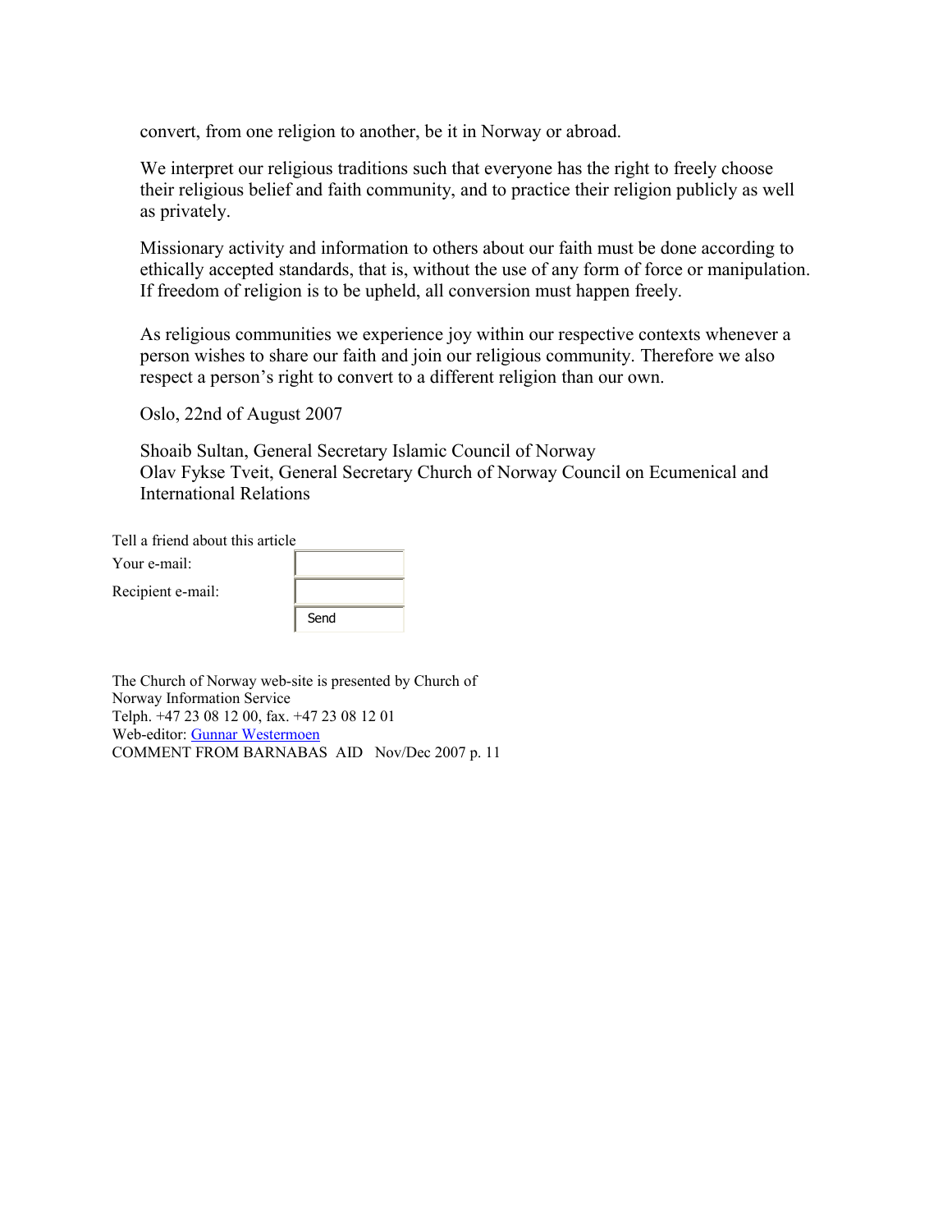convert, from one religion to another, be it in Norway or abroad.

We interpret our religious traditions such that everyone has the right to freely choose their religious belief and faith community, and to practice their religion publicly as well as privately.

Missionary activity and information to others about our faith must be done according to ethically accepted standards, that is, without the use of any form of force or manipulation. If freedom of religion is to be upheld, all conversion must happen freely.

As religious communities we experience joy within our respective contexts whenever a person wishes to share our faith and join our religious community. Therefore we also respect a person's right to convert to a different religion than our own.

Oslo, 22nd of August 2007

Shoaib Sultan, General Secretary Islamic Council of Norway
Olav Fykse Tveit, General Secretary Church of Norway Council on Ecumenical and International Relations

Tell a friend about this article

Your e-mail:

Recipient e-mail:

Send

The Church of Norway web-site is presented by Church of Norway Information Service
Telph. +47 23 08 12 00, fax. +47 23 08 12 01
Web-editor: Gunnar Westermoen
COMMENT FROM BARNABAS AID Nov/Dec 2007 p. 11